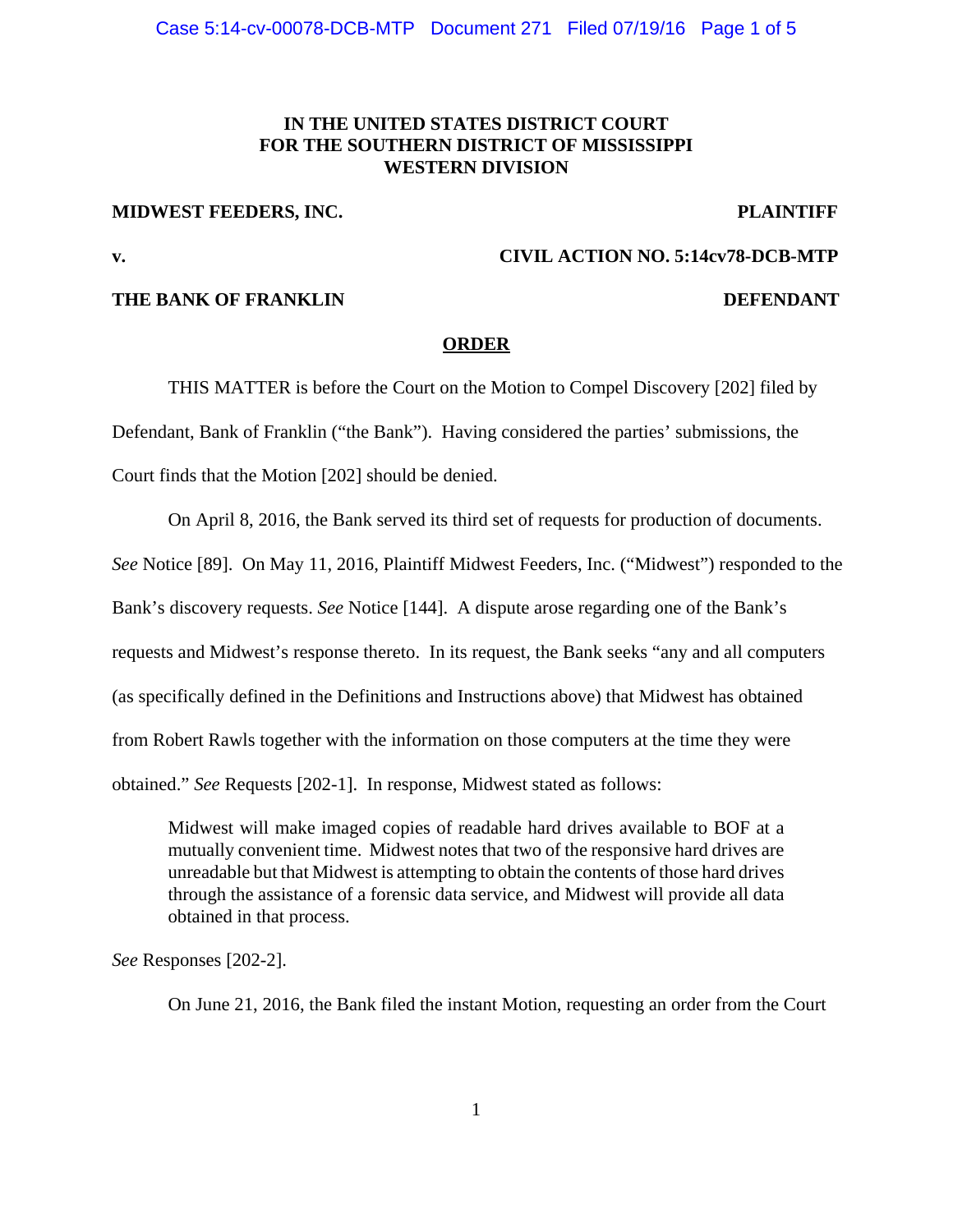**IN THE UNITED STATES DISTRICT COURT**
**FOR THE SOUTHERN DISTRICT OF MISSISSIPPI**
**WESTERN DIVISION**

**MIDWEST FEEDERS, INC.** **PLAINTIFF**

**v.** **CIVIL ACTION NO. 5:14cv78-DCB-MTP**

**THE BANK OF FRANKLIN** **DEFENDANT**

**ORDER**

THIS MATTER is before the Court on the Motion to Compel Discovery [202] filed by Defendant, Bank of Franklin ("the Bank"). Having considered the parties' submissions, the Court finds that the Motion [202] should be denied.

On April 8, 2016, the Bank served its third set of requests for production of documents. *See* Notice [89]. On May 11, 2016, Plaintiff Midwest Feeders, Inc. ("Midwest") responded to the Bank's discovery requests. *See* Notice [144]. A dispute arose regarding one of the Bank's requests and Midwest's response thereto. In its request, the Bank seeks "any and all computers (as specifically defined in the Definitions and Instructions above) that Midwest has obtained from Robert Rawls together with the information on those computers at the time they were obtained." *See* Requests [202-1]. In response, Midwest stated as follows:

> Midwest will make imaged copies of readable hard drives available to BOF at a mutually convenient time. Midwest notes that two of the responsive hard drives are unreadable but that Midwest is attempting to obtain the contents of those hard drives through the assistance of a forensic data service, and Midwest will provide all data obtained in that process.

*See* Responses [202-2].

On June 21, 2016, the Bank filed the instant Motion, requesting an order from the Court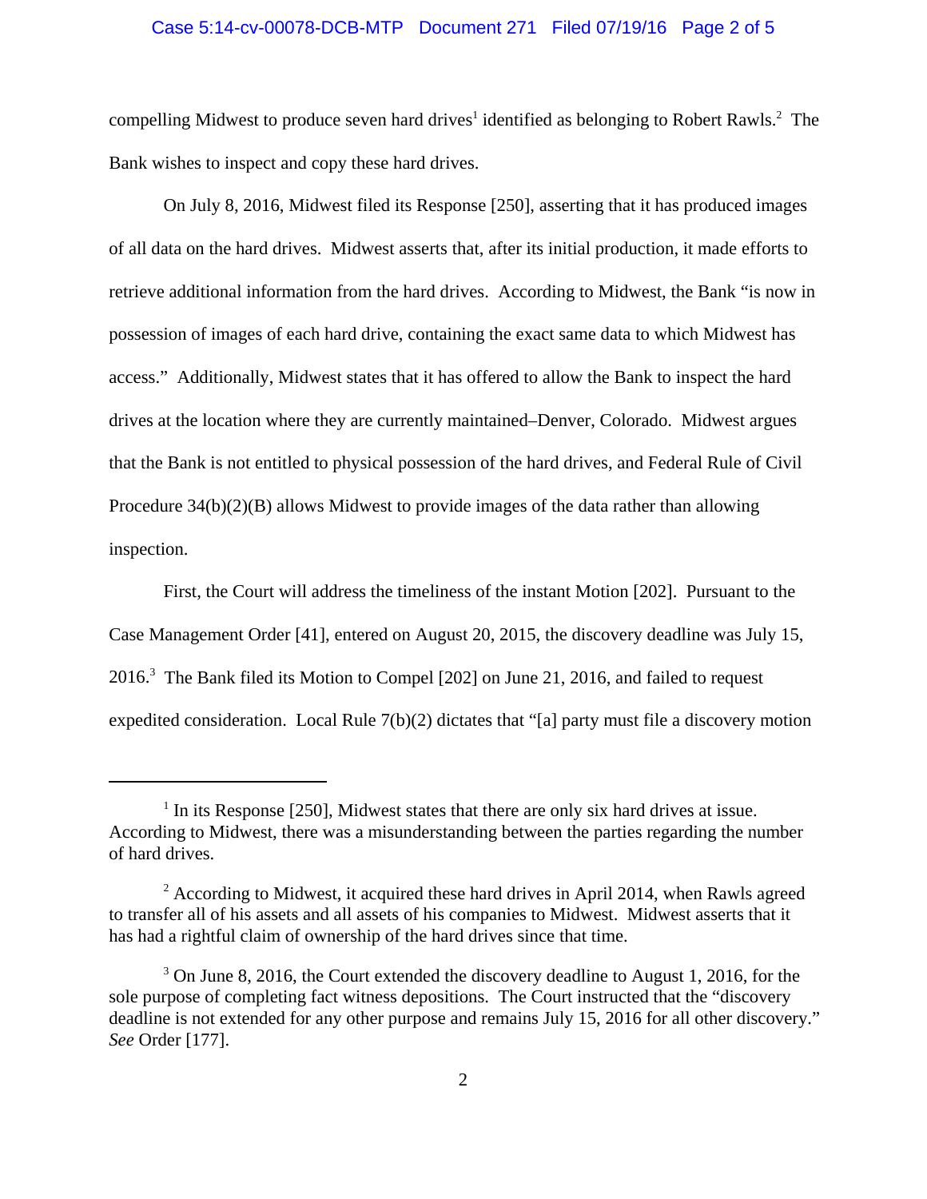compelling Midwest to produce seven hard drives[1] identified as belonging to Robert Rawls.[2] The Bank wishes to inspect and copy these hard drives.

On July 8, 2016, Midwest filed its Response [250], asserting that it has produced images of all data on the hard drives. Midwest asserts that, after its initial production, it made efforts to retrieve additional information from the hard drives. According to Midwest, the Bank "is now in possession of images of each hard drive, containing the exact same data to which Midwest has access." Additionally, Midwest states that it has offered to allow the Bank to inspect the hard drives at the location where they are currently maintained–Denver, Colorado. Midwest argues that the Bank is not entitled to physical possession of the hard drives, and Federal Rule of Civil Procedure 34(b)(2)(B) allows Midwest to provide images of the data rather than allowing inspection.

First, the Court will address the timeliness of the instant Motion [202]. Pursuant to the Case Management Order [41], entered on August 20, 2015, the discovery deadline was July 15, 2016.[3] The Bank filed its Motion to Compel [202] on June 21, 2016, and failed to request expedited consideration. Local Rule 7(b)(2) dictates that "[a] party must file a discovery motion

---

[1] In its Response [250], Midwest states that there are only six hard drives at issue. According to Midwest, there was a misunderstanding between the parties regarding the number of hard drives.

[2] According to Midwest, it acquired these hard drives in April 2014, when Rawls agreed to transfer all of his assets and all assets of his companies to Midwest. Midwest asserts that it has had a rightful claim of ownership of the hard drives since that time.

[3] On June 8, 2016, the Court extended the discovery deadline to August 1, 2016, for the sole purpose of completing fact witness depositions. The Court instructed that the "discovery deadline is not extended for any other purpose and remains July 15, 2016 for all other discovery." *See* Order [177].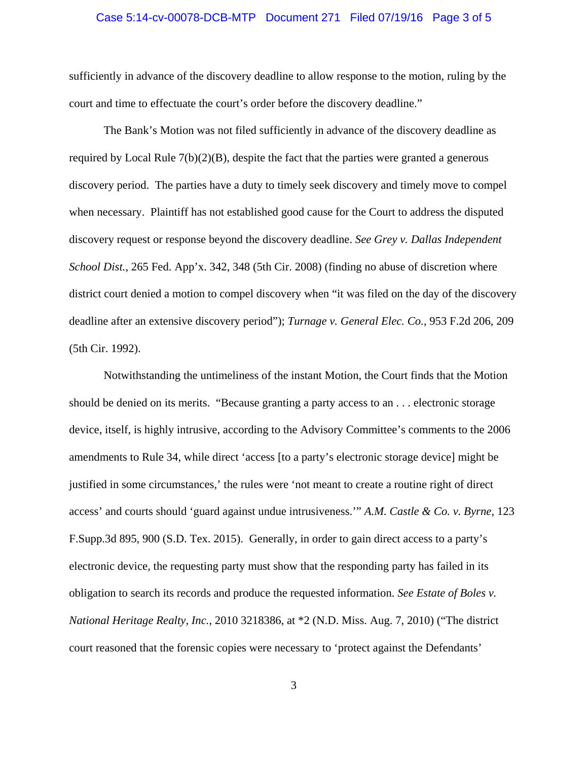sufficiently in advance of the discovery deadline to allow response to the motion, ruling by the court and time to effectuate the court's order before the discovery deadline."

The Bank's Motion was not filed sufficiently in advance of the discovery deadline as required by Local Rule 7(b)(2)(B), despite the fact that the parties were granted a generous discovery period. The parties have a duty to timely seek discovery and timely move to compel when necessary. Plaintiff has not established good cause for the Court to address the disputed discovery request or response beyond the discovery deadline. *See Grey v. Dallas Independent School Dist.*, 265 Fed. App'x. 342, 348 (5th Cir. 2008) (finding no abuse of discretion where district court denied a motion to compel discovery when "it was filed on the day of the discovery deadline after an extensive discovery period"); *Turnage v. General Elec. Co.*, 953 F.2d 206, 209 (5th Cir. 1992).

Notwithstanding the untimeliness of the instant Motion, the Court finds that the Motion should be denied on its merits. "Because granting a party access to an . . . electronic storage device, itself, is highly intrusive, according to the Advisory Committee's comments to the 2006 amendments to Rule 34, while direct 'access [to a party's electronic storage device] might be justified in some circumstances,' the rules were 'not meant to create a routine right of direct access' and courts should 'guard against undue intrusiveness.'" *A.M. Castle & Co. v. Byrne*, 123 F.Supp.3d 895, 900 (S.D. Tex. 2015). Generally, in order to gain direct access to a party's electronic device, the requesting party must show that the responding party has failed in its obligation to search its records and produce the requested information. *See Estate of Boles v. National Heritage Realty, Inc.*, 2010 3218386, at *2 (N.D. Miss. Aug. 7, 2010) ("The district court reasoned that the forensic copies were necessary to 'protect against the Defendants'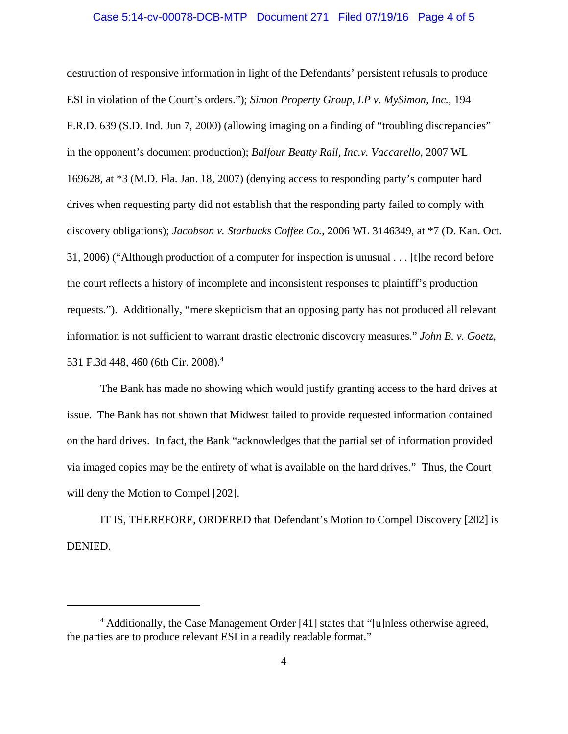destruction of responsive information in light of the Defendants' persistent refusals to produce ESI in violation of the Court's orders."); *Simon Property Group, LP v. MySimon, Inc.*, 194 F.R.D. 639 (S.D. Ind. Jun 7, 2000) (allowing imaging on a finding of "troubling discrepancies" in the opponent's document production); *Balfour Beatty Rail, Inc.v. Vaccarello*, 2007 WL 169628, at *3 (M.D. Fla. Jan. 18, 2007) (denying access to responding party's computer hard drives when requesting party did not establish that the responding party failed to comply with discovery obligations); *Jacobson v. Starbucks Coffee Co.*, 2006 WL 3146349, at *7 (D. Kan. Oct. 31, 2006) ("Although production of a computer for inspection is unusual . . . [t]he record before the court reflects a history of incomplete and inconsistent responses to plaintiff's production requests."). Additionally, "mere skepticism that an opposing party has not produced all relevant information is not sufficient to warrant drastic electronic discovery measures." *John B. v. Goetz*, 531 F.3d 448, 460 (6th Cir. 2008).[4]

The Bank has made no showing which would justify granting access to the hard drives at issue. The Bank has not shown that Midwest failed to provide requested information contained on the hard drives. In fact, the Bank "acknowledges that the partial set of information provided via imaged copies may be the entirety of what is available on the hard drives." Thus, the Court will deny the Motion to Compel [202].

IT IS, THEREFORE, ORDERED that Defendant's Motion to Compel Discovery [202] is DENIED.

---

[4] Additionally, the Case Management Order [41] states that "[u]nless otherwise agreed, the parties are to produce relevant ESI in a readily readable format."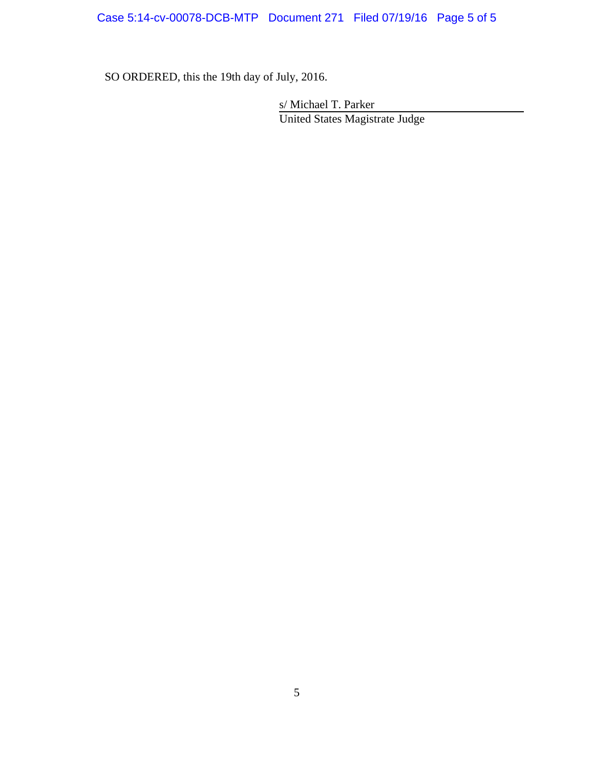SO ORDERED, this the 19th day of July, 2016.

s/ Michael T. Parker
United States Magistrate Judge